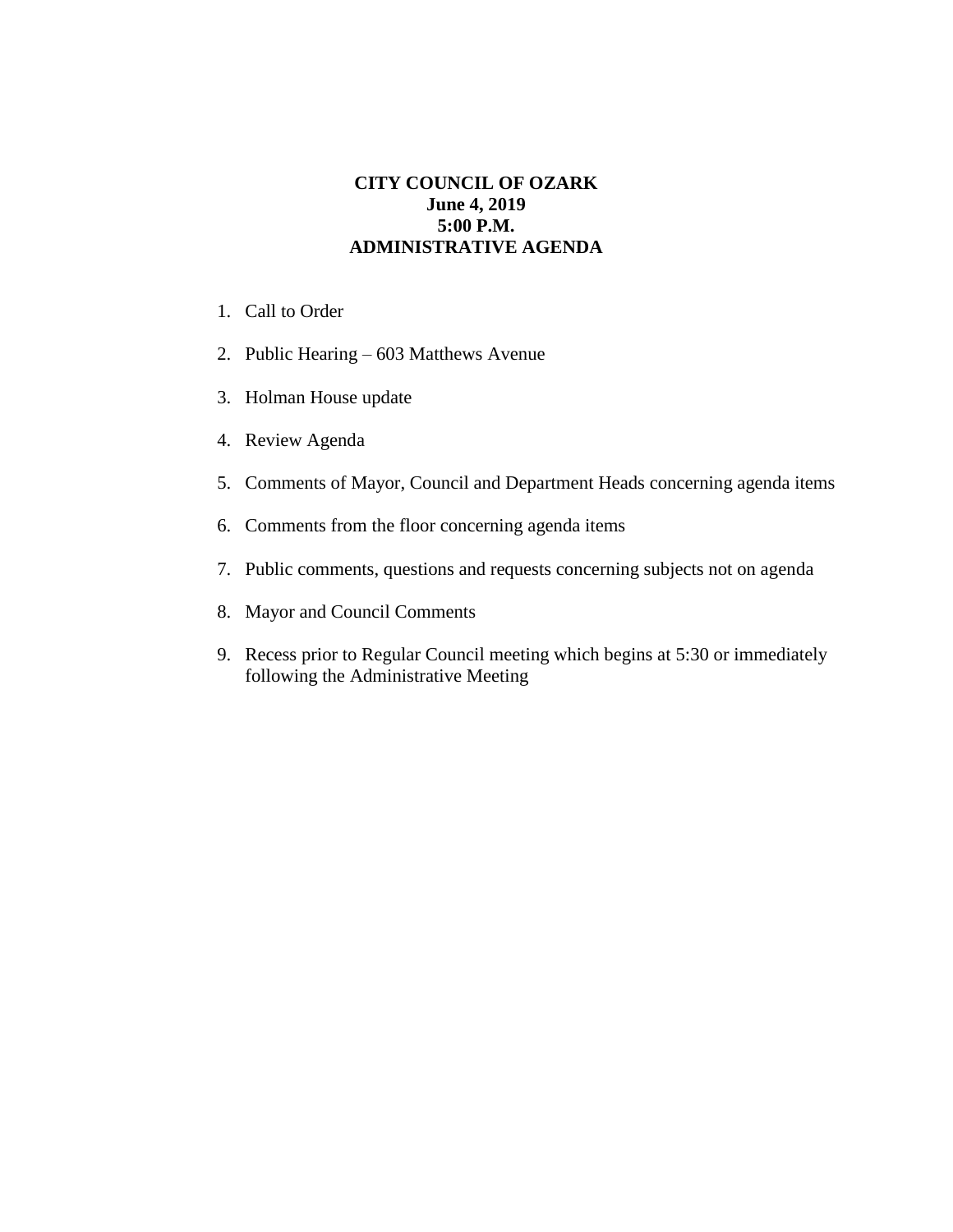**CITY COUNCIL OF OZARK**
**June 4, 2019**
**5:00 P.M.**
**ADMINISTRATIVE AGENDA**

1. Call to Order

2. Public Hearing – 603 Matthews Avenue

3. Holman House update

4. Review Agenda

5. Comments of Mayor, Council and Department Heads concerning agenda items

6. Comments from the floor concerning agenda items

7. Public comments, questions and requests concerning subjects not on agenda

8. Mayor and Council Comments

9. Recess prior to Regular Council meeting which begins at 5:30 or immediately following the Administrative Meeting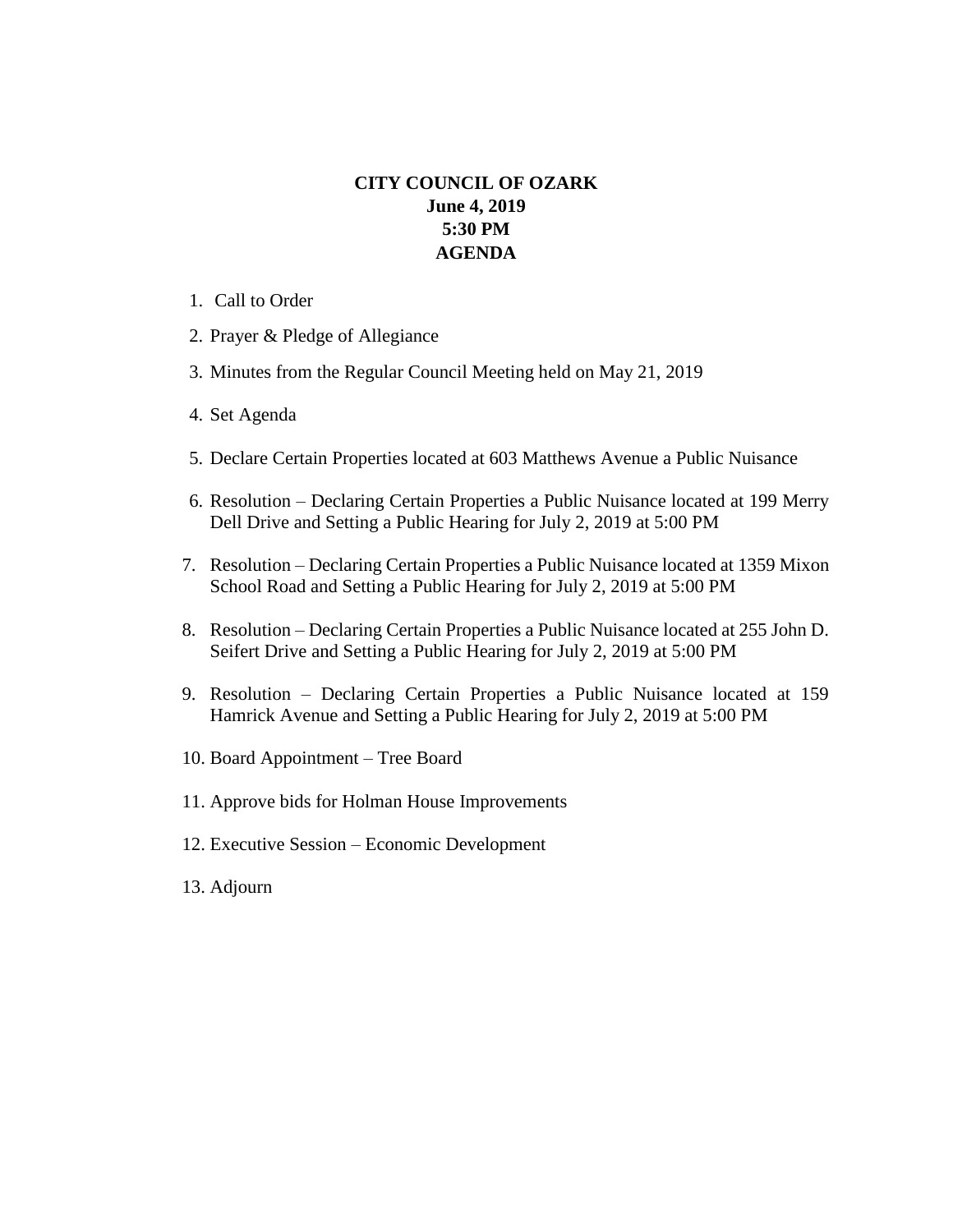**CITY COUNCIL OF OZARK**
**June 4, 2019**
**5:30 PM**
**AGENDA**

1. Call to Order
2. Prayer & Pledge of Allegiance
3. Minutes from the Regular Council Meeting held on May 21, 2019
4. Set Agenda
5. Declare Certain Properties located at 603 Matthews Avenue a Public Nuisance
6. Resolution – Declaring Certain Properties a Public Nuisance located at 199 Merry Dell Drive and Setting a Public Hearing for July 2, 2019 at 5:00 PM
7. Resolution – Declaring Certain Properties a Public Nuisance located at 1359 Mixon School Road and Setting a Public Hearing for July 2, 2019 at 5:00 PM
8. Resolution – Declaring Certain Properties a Public Nuisance located at 255 John D. Seifert Drive and Setting a Public Hearing for July 2, 2019 at 5:00 PM
9. Resolution – Declaring Certain Properties a Public Nuisance located at 159 Hamrick Avenue and Setting a Public Hearing for July 2, 2019 at 5:00 PM
10. Board Appointment – Tree Board
11. Approve bids for Holman House Improvements
12. Executive Session – Economic Development
13. Adjourn